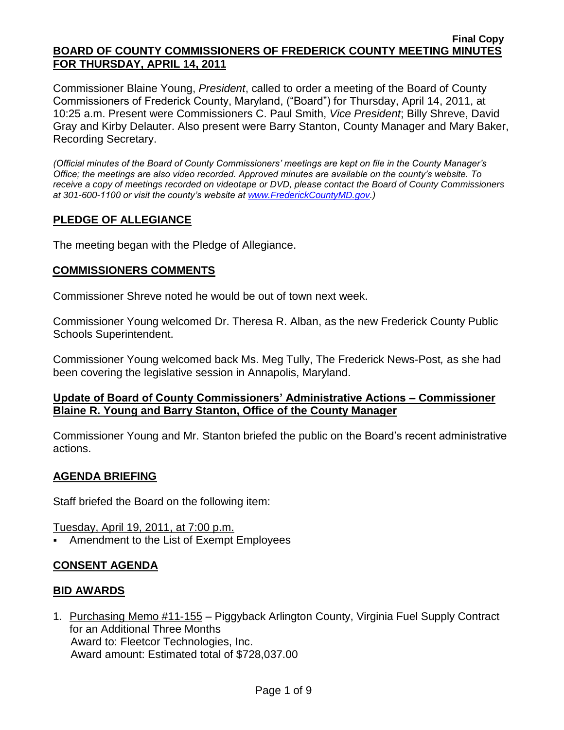**Final Copy**

# BOARD OF COUNTY COMMISSIONERS OF FREDERICK COUNTY MEETING MINUTES FOR THURSDAY, APRIL 14, 2011

Commissioner Blaine Young, *President*, called to order a meeting of the Board of County Commissioners of Frederick County, Maryland, ("Board") for Thursday, April 14, 2011, at 10:25 a.m. Present were Commissioners C. Paul Smith, *Vice President*; Billy Shreve, David Gray and Kirby Delauter. Also present were Barry Stanton, County Manager and Mary Baker, Recording Secretary.

*(Official minutes of the Board of County Commissioners' meetings are kept on file in the County Manager's Office; the meetings are also video recorded. Approved minutes are available on the county's website. To receive a copy of meetings recorded on videotape or DVD, please contact the Board of County Commissioners at 301-600-1100 or visit the county's website at www.FrederickCountyMD.gov.)*

## PLEDGE OF ALLEGIANCE

The meeting began with the Pledge of Allegiance.

## COMMISSIONERS COMMENTS

Commissioner Shreve noted he would be out of town next week.

Commissioner Young welcomed Dr. Theresa R. Alban, as the new Frederick County Public Schools Superintendent.

Commissioner Young welcomed back Ms. Meg Tully, The Frederick News-Post*,* as she had been covering the legislative session in Annapolis, Maryland.

## Update of Board of County Commissioners' Administrative Actions – Commissioner Blaine R. Young and Barry Stanton, Office of the County Manager

Commissioner Young and Mr. Stanton briefed the public on the Board's recent administrative actions.

## AGENDA BRIEFING

Staff briefed the Board on the following item:

Tuesday, April 19, 2011, at 7:00 p.m.

- Amendment to the List of Exempt Employees

## CONSENT AGENDA

## BID AWARDS

1. Purchasing Memo #11-155 – Piggyback Arlington County, Virginia Fuel Supply Contract for an Additional Three Months
   Award to: Fleetcor Technologies, Inc.
   Award amount: Estimated total of $728,037.00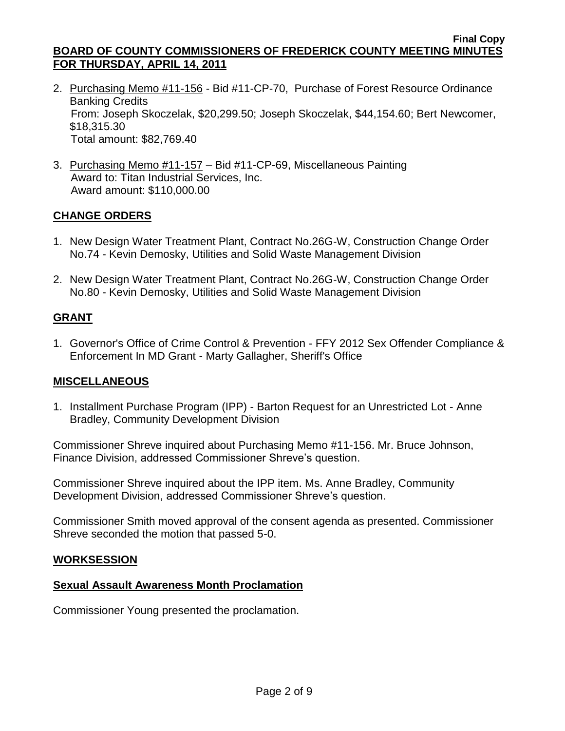2. Purchasing Memo #11-156 - Bid #11-CP-70, Purchase of Forest Resource Ordinance Banking Credits
   From: Joseph Skoczelak, $20,299.50; Joseph Skoczelak, $44,154.60; Bert Newcomer, $18,315.30
   Total amount: $82,769.40

3. Purchasing Memo #11-157 – Bid #11-CP-69, Miscellaneous Painting
   Award to: Titan Industrial Services, Inc.
   Award amount: $110,000.00

## CHANGE ORDERS

1. New Design Water Treatment Plant, Contract No.26G-W, Construction Change Order No.74 - Kevin Demosky, Utilities and Solid Waste Management Division

2. New Design Water Treatment Plant, Contract No.26G-W, Construction Change Order No.80 - Kevin Demosky, Utilities and Solid Waste Management Division

## GRANT

1. Governor's Office of Crime Control & Prevention - FFY 2012 Sex Offender Compliance & Enforcement In MD Grant - Marty Gallagher, Sheriff's Office

## MISCELLANEOUS

1. Installment Purchase Program (IPP) - Barton Request for an Unrestricted Lot - Anne Bradley, Community Development Division

Commissioner Shreve inquired about Purchasing Memo #11-156. Mr. Bruce Johnson, Finance Division, addressed Commissioner Shreve's question.

Commissioner Shreve inquired about the IPP item. Ms. Anne Bradley, Community Development Division, addressed Commissioner Shreve's question.

Commissioner Smith moved approval of the consent agenda as presented. Commissioner Shreve seconded the motion that passed 5-0.

## WORKSESSION

### Sexual Assault Awareness Month Proclamation

Commissioner Young presented the proclamation.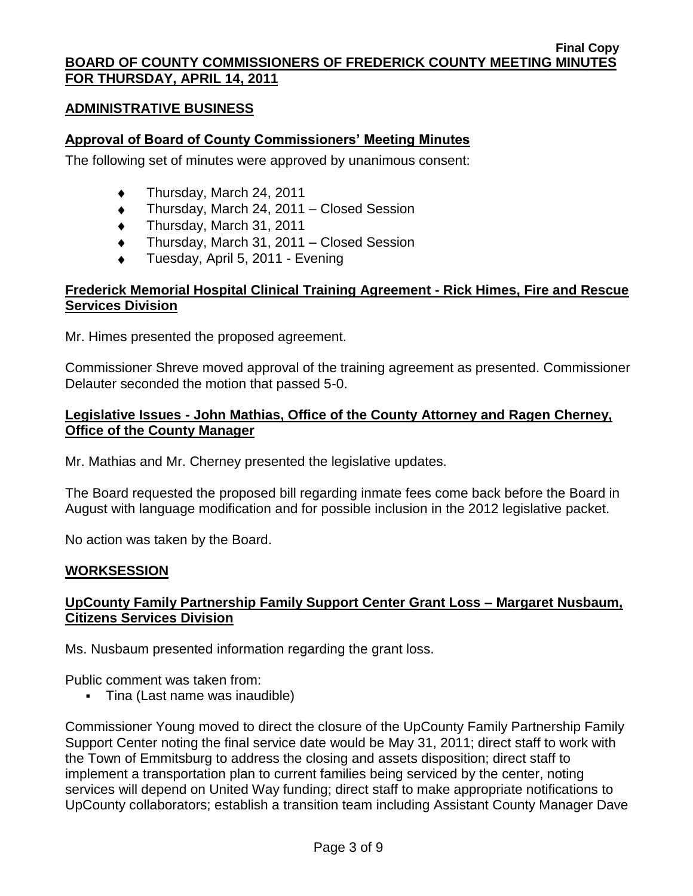**Final Copy**

**BOARD OF COUNTY COMMISSIONERS OF FREDERICK COUNTY MEETING MINUTES FOR THURSDAY, APRIL 14, 2011**

## ADMINISTRATIVE BUSINESS

### Approval of Board of County Commissioners' Meeting Minutes

The following set of minutes were approved by unanimous consent:

- Thursday, March 24, 2011
- Thursday, March 24, 2011 – Closed Session
- Thursday, March 31, 2011
- Thursday, March 31, 2011 – Closed Session
- Tuesday, April 5, 2011 - Evening

### Frederick Memorial Hospital Clinical Training Agreement - Rick Himes, Fire and Rescue Services Division

Mr. Himes presented the proposed agreement.

Commissioner Shreve moved approval of the training agreement as presented. Commissioner Delauter seconded the motion that passed 5-0.

### Legislative Issues - John Mathias, Office of the County Attorney and Ragen Cherney, Office of the County Manager

Mr. Mathias and Mr. Cherney presented the legislative updates.

The Board requested the proposed bill regarding inmate fees come back before the Board in August with language modification and for possible inclusion in the 2012 legislative packet.

No action was taken by the Board.

## WORKSESSION

### UpCounty Family Partnership Family Support Center Grant Loss – Margaret Nusbaum, Citizens Services Division

Ms. Nusbaum presented information regarding the grant loss.

Public comment was taken from:

- Tina (Last name was inaudible)

Commissioner Young moved to direct the closure of the UpCounty Family Partnership Family Support Center noting the final service date would be May 31, 2011; direct staff to work with the Town of Emmitsburg to address the closing and assets disposition; direct staff to implement a transportation plan to current families being serviced by the center, noting services will depend on United Way funding; direct staff to make appropriate notifications to UpCounty collaborators; establish a transition team including Assistant County Manager Dave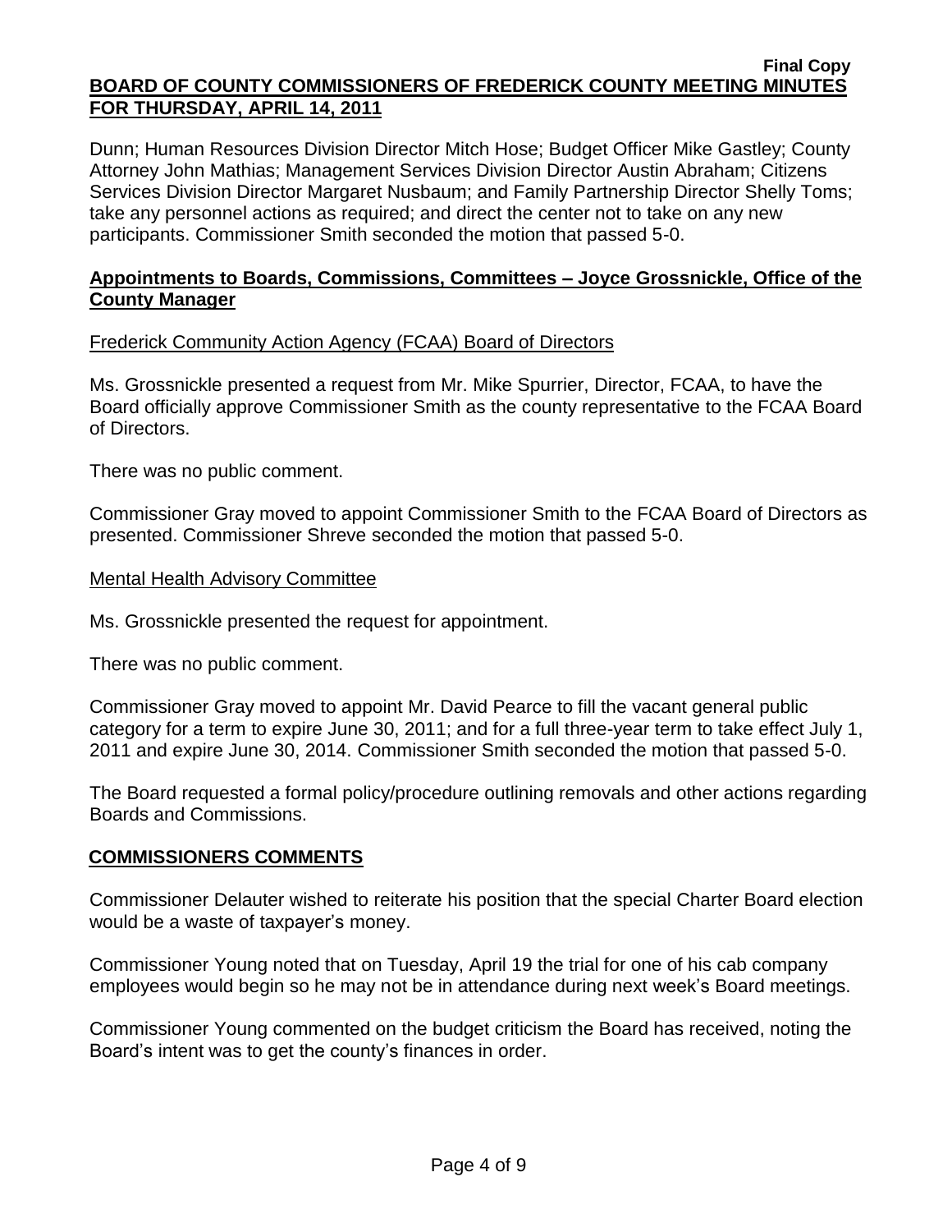Dunn; Human Resources Division Director Mitch Hose; Budget Officer Mike Gastley; County Attorney John Mathias; Management Services Division Director Austin Abraham; Citizens Services Division Director Margaret Nusbaum; and Family Partnership Director Shelly Toms; take any personnel actions as required; and direct the center not to take on any new participants. Commissioner Smith seconded the motion that passed 5-0.

## Appointments to Boards, Commissions, Committees – Joyce Grossnickle, Office of the County Manager

### Frederick Community Action Agency (FCAA) Board of Directors

Ms. Grossnickle presented a request from Mr. Mike Spurrier, Director, FCAA, to have the Board officially approve Commissioner Smith as the county representative to the FCAA Board of Directors.

There was no public comment.

Commissioner Gray moved to appoint Commissioner Smith to the FCAA Board of Directors as presented. Commissioner Shreve seconded the motion that passed 5-0.

### Mental Health Advisory Committee

Ms. Grossnickle presented the request for appointment.

There was no public comment.

Commissioner Gray moved to appoint Mr. David Pearce to fill the vacant general public category for a term to expire June 30, 2011; and for a full three-year term to take effect July 1, 2011 and expire June 30, 2014. Commissioner Smith seconded the motion that passed 5-0.

The Board requested a formal policy/procedure outlining removals and other actions regarding Boards and Commissions.

## COMMISSIONERS COMMENTS

Commissioner Delauter wished to reiterate his position that the special Charter Board election would be a waste of taxpayer's money.

Commissioner Young noted that on Tuesday, April 19 the trial for one of his cab company employees would begin so he may not be in attendance during next week's Board meetings.

Commissioner Young commented on the budget criticism the Board has received, noting the Board's intent was to get the county's finances in order.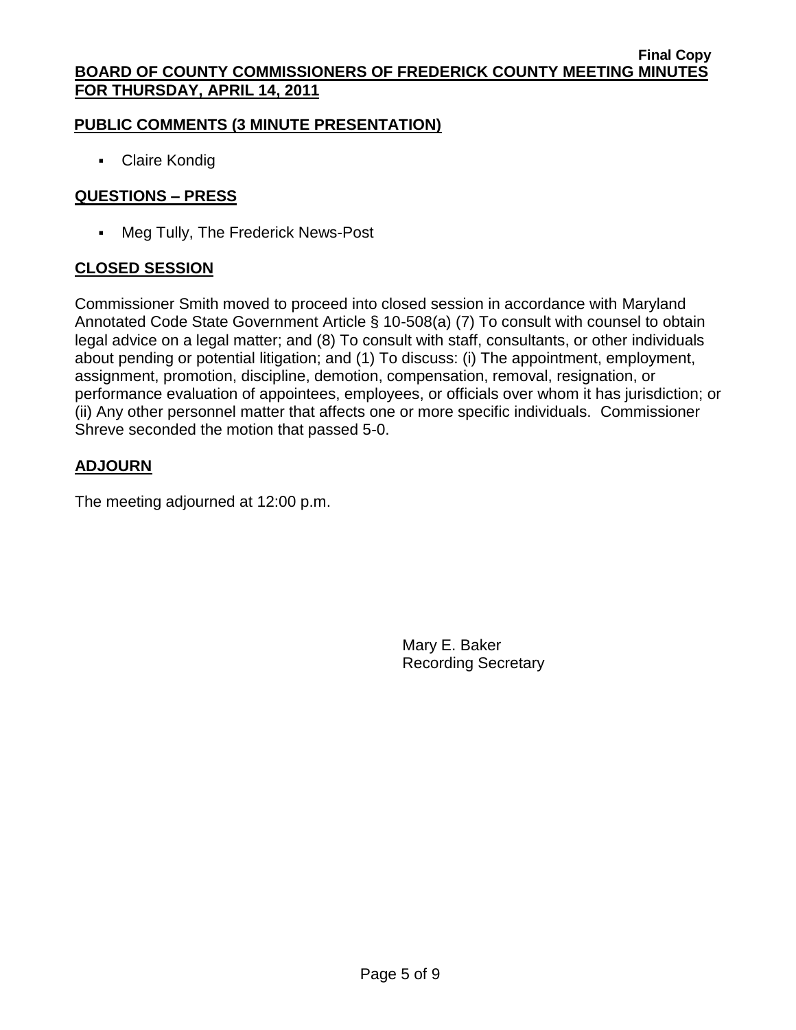## PUBLIC COMMENTS (3 MINUTE PRESENTATION)

- Claire Kondig

## QUESTIONS – PRESS

- Meg Tully, The Frederick News-Post

## CLOSED SESSION

Commissioner Smith moved to proceed into closed session in accordance with Maryland Annotated Code State Government Article § 10-508(a) (7) To consult with counsel to obtain legal advice on a legal matter; and (8) To consult with staff, consultants, or other individuals about pending or potential litigation; and (1) To discuss: (i) The appointment, employment, assignment, promotion, discipline, demotion, compensation, removal, resignation, or performance evaluation of appointees, employees, or officials over whom it has jurisdiction; or (ii) Any other personnel matter that affects one or more specific individuals. Commissioner Shreve seconded the motion that passed 5-0.

## ADJOURN

The meeting adjourned at 12:00 p.m.

Mary E. Baker
Recording Secretary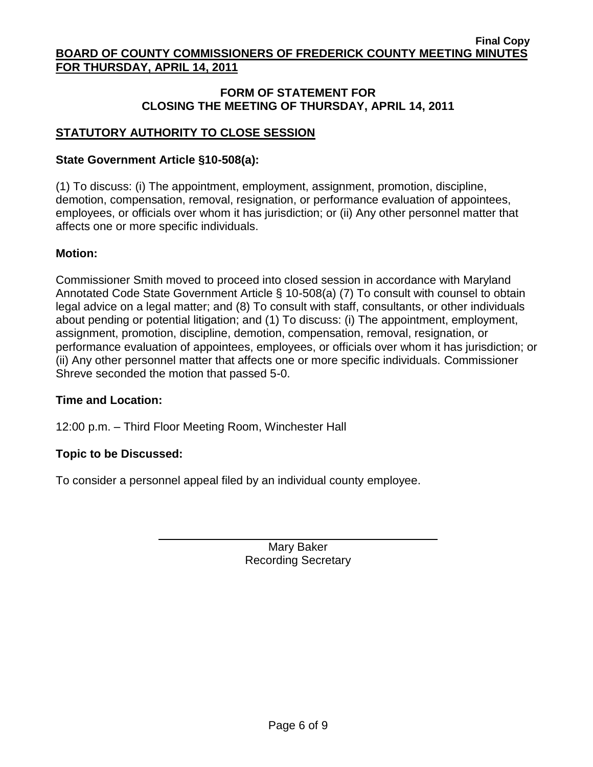## FORM OF STATEMENT FOR CLOSING THE MEETING OF THURSDAY, APRIL 14, 2011

### STATUTORY AUTHORITY TO CLOSE SESSION

**State Government Article §10-508(a):**

(1) To discuss: (i) The appointment, employment, assignment, promotion, discipline, demotion, compensation, removal, resignation, or performance evaluation of appointees, employees, or officials over whom it has jurisdiction; or (ii) Any other personnel matter that affects one or more specific individuals.

**Motion:**

Commissioner Smith moved to proceed into closed session in accordance with Maryland Annotated Code State Government Article § 10-508(a) (7) To consult with counsel to obtain legal advice on a legal matter; and (8) To consult with staff, consultants, or other individuals about pending or potential litigation; and (1) To discuss: (i) The appointment, employment, assignment, promotion, discipline, demotion, compensation, removal, resignation, or performance evaluation of appointees, employees, or officials over whom it has jurisdiction; or (ii) Any other personnel matter that affects one or more specific individuals. Commissioner Shreve seconded the motion that passed 5-0.

**Time and Location:**

12:00 p.m. – Third Floor Meeting Room, Winchester Hall

**Topic to be Discussed:**

To consider a personnel appeal filed by an individual county employee.

Mary Baker
Recording Secretary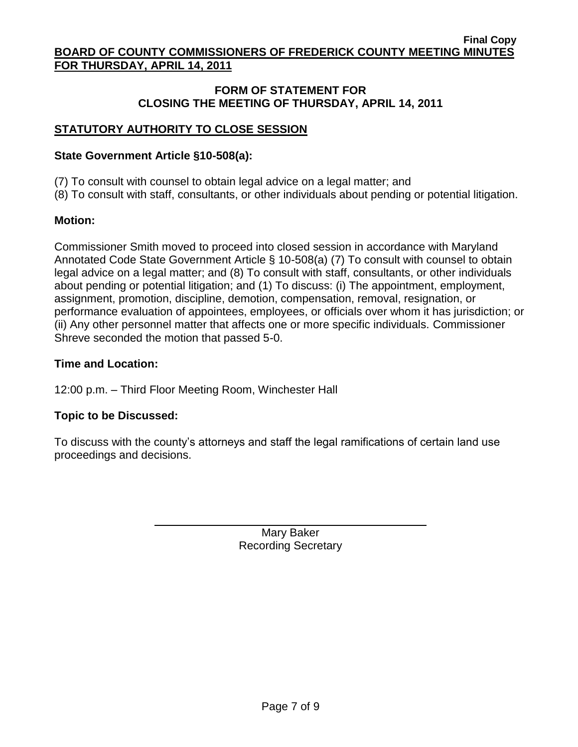Final Copy

**BOARD OF COUNTY COMMISSIONERS OF FREDERICK COUNTY MEETING MINUTES FOR THURSDAY, APRIL 14, 2011**

## FORM OF STATEMENT FOR CLOSING THE MEETING OF THURSDAY, APRIL 14, 2011

### STATUTORY AUTHORITY TO CLOSE SESSION

**State Government Article §10-508(a):**

(7) To consult with counsel to obtain legal advice on a legal matter; and
(8) To consult with staff, consultants, or other individuals about pending or potential litigation.

**Motion:**

Commissioner Smith moved to proceed into closed session in accordance with Maryland Annotated Code State Government Article § 10-508(a) (7) To consult with counsel to obtain legal advice on a legal matter; and (8) To consult with staff, consultants, or other individuals about pending or potential litigation; and (1) To discuss: (i) The appointment, employment, assignment, promotion, discipline, demotion, compensation, removal, resignation, or performance evaluation of appointees, employees, or officials over whom it has jurisdiction; or (ii) Any other personnel matter that affects one or more specific individuals. Commissioner Shreve seconded the motion that passed 5-0.

**Time and Location:**

12:00 p.m. – Third Floor Meeting Room, Winchester Hall

**Topic to be Discussed:**

To discuss with the county's attorneys and staff the legal ramifications of certain land use proceedings and decisions.

Mary Baker
Recording Secretary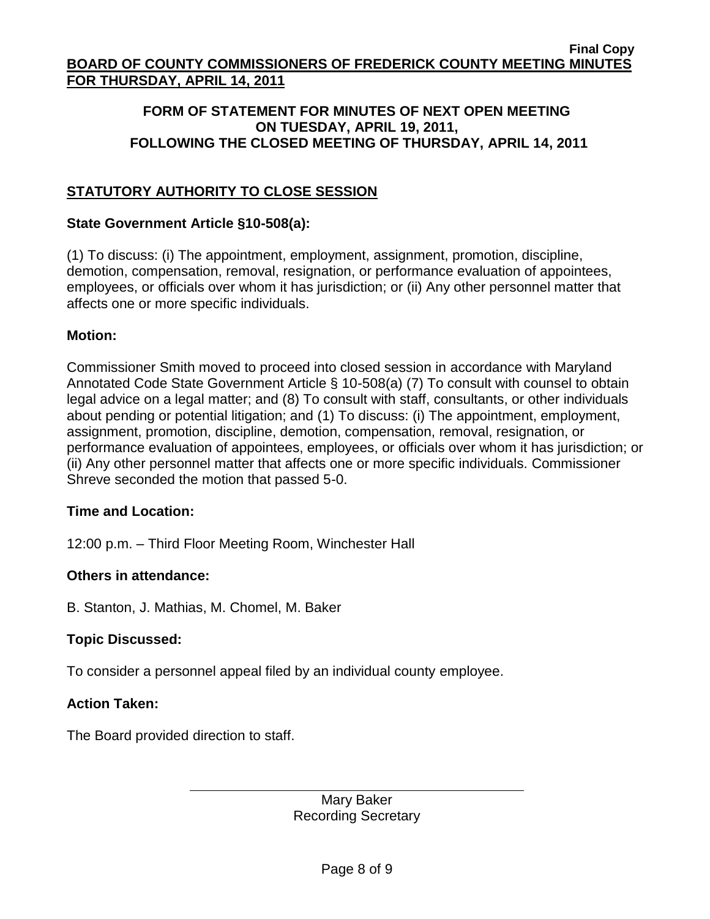**Final Copy**

**BOARD OF COUNTY COMMISSIONERS OF FREDERICK COUNTY MEETING MINUTES FOR THURSDAY, APRIL 14, 2011**

## FORM OF STATEMENT FOR MINUTES OF NEXT OPEN MEETING ON TUESDAY, APRIL 19, 2011, FOLLOWING THE CLOSED MEETING OF THURSDAY, APRIL 14, 2011

### STATUTORY AUTHORITY TO CLOSE SESSION

**State Government Article §10-508(a):**

(1) To discuss: (i) The appointment, employment, assignment, promotion, discipline, demotion, compensation, removal, resignation, or performance evaluation of appointees, employees, or officials over whom it has jurisdiction; or (ii) Any other personnel matter that affects one or more specific individuals.

**Motion:**

Commissioner Smith moved to proceed into closed session in accordance with Maryland Annotated Code State Government Article § 10-508(a) (7) To consult with counsel to obtain legal advice on a legal matter; and (8) To consult with staff, consultants, or other individuals about pending or potential litigation; and (1) To discuss: (i) The appointment, employment, assignment, promotion, discipline, demotion, compensation, removal, resignation, or performance evaluation of appointees, employees, or officials over whom it has jurisdiction; or (ii) Any other personnel matter that affects one or more specific individuals. Commissioner Shreve seconded the motion that passed 5-0.

**Time and Location:**

12:00 p.m. – Third Floor Meeting Room, Winchester Hall

**Others in attendance:**

B. Stanton, J. Mathias, M. Chomel, M. Baker

**Topic Discussed:**

To consider a personnel appeal filed by an individual county employee.

**Action Taken:**

The Board provided direction to staff.

Mary Baker
Recording Secretary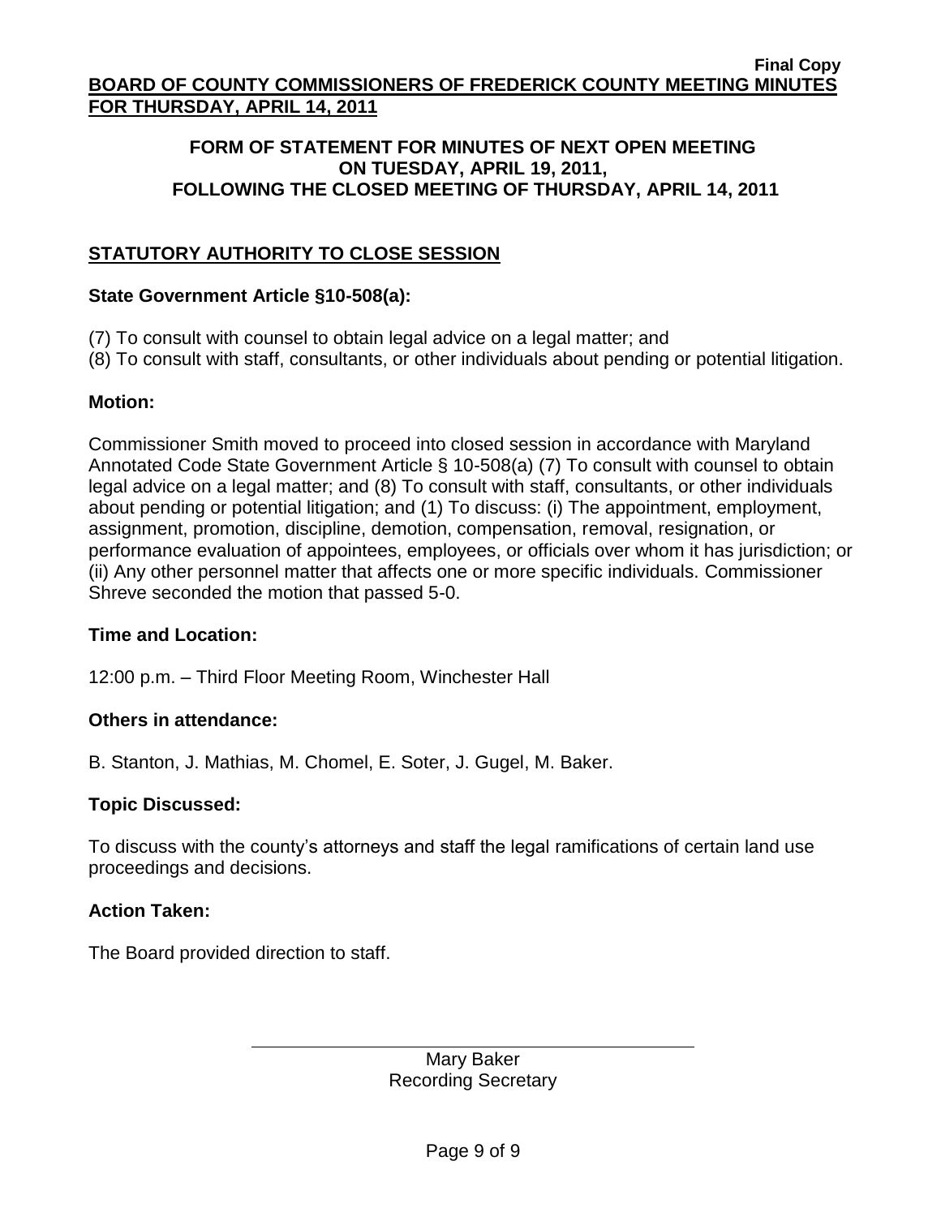**Final Copy**

**BOARD OF COUNTY COMMISSIONERS OF FREDERICK COUNTY MEETING MINUTES FOR THURSDAY, APRIL 14, 2011**

**FORM OF STATEMENT FOR MINUTES OF NEXT OPEN MEETING ON TUESDAY, APRIL 19, 2011, FOLLOWING THE CLOSED MEETING OF THURSDAY, APRIL 14, 2011**

## STATUTORY AUTHORITY TO CLOSE SESSION

### State Government Article §10-508(a):

(7) To consult with counsel to obtain legal advice on a legal matter; and
(8) To consult with staff, consultants, or other individuals about pending or potential litigation.

### Motion:

Commissioner Smith moved to proceed into closed session in accordance with Maryland Annotated Code State Government Article § 10-508(a) (7) To consult with counsel to obtain legal advice on a legal matter; and (8) To consult with staff, consultants, or other individuals about pending or potential litigation; and (1) To discuss: (i) The appointment, employment, assignment, promotion, discipline, demotion, compensation, removal, resignation, or performance evaluation of appointees, employees, or officials over whom it has jurisdiction; or (ii) Any other personnel matter that affects one or more specific individuals. Commissioner Shreve seconded the motion that passed 5-0.

### Time and Location:

12:00 p.m. – Third Floor Meeting Room, Winchester Hall

### Others in attendance:

B. Stanton, J. Mathias, M. Chomel, E. Soter, J. Gugel, M. Baker.

### Topic Discussed:

To discuss with the county's attorneys and staff the legal ramifications of certain land use proceedings and decisions.

### Action Taken:

The Board provided direction to staff.

Mary Baker
Recording Secretary